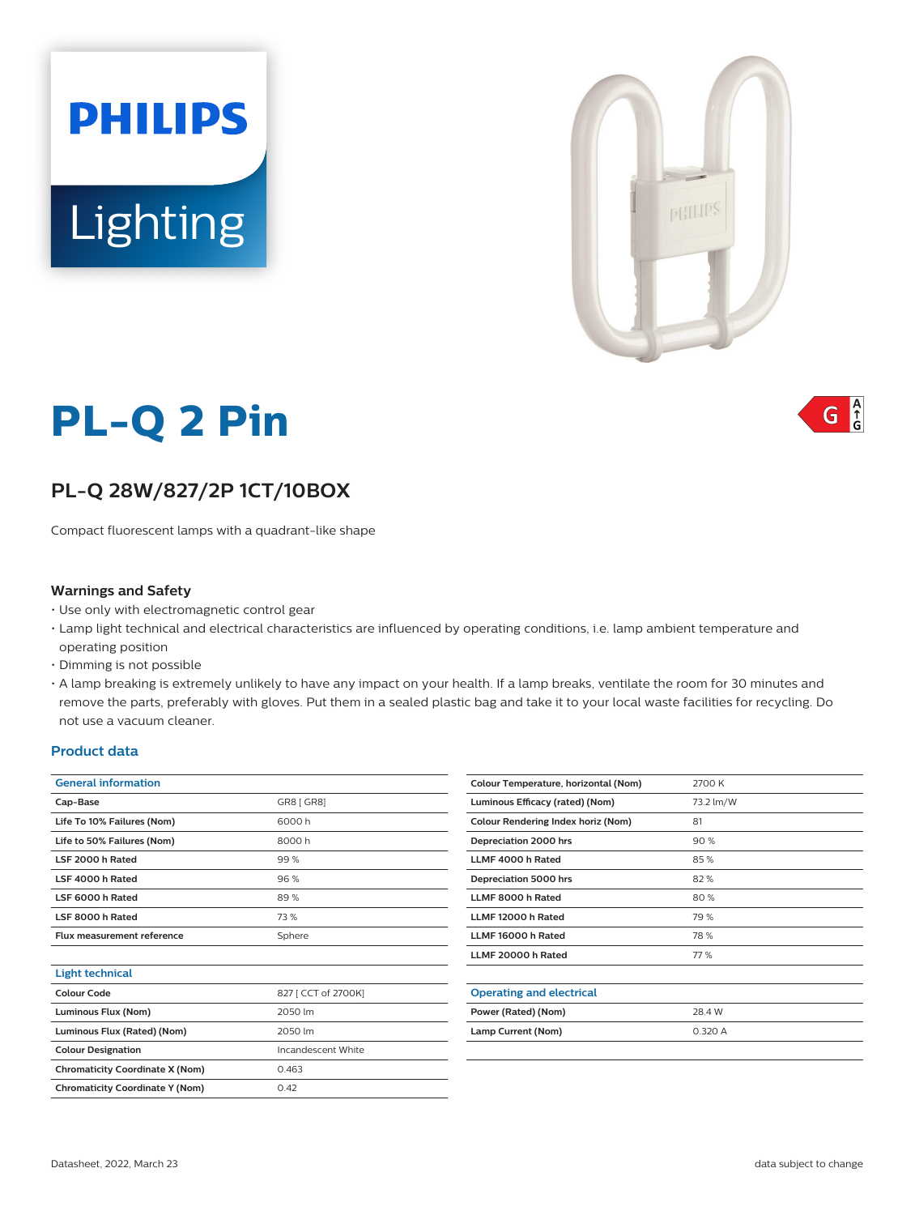# PL-Q 2 Pin

## PL-Q 28W/827/2P 1CT/10BOX

Compact fluorescent lamps with a quadrant-like shape

### Warnings and Safety

- Use only with electromagnetic control gear
- Lamp light technical and electrical characteristics are influenced by operating conditions, i.e. lamp ambient temperature and operating position
- Dimming is not possible
- A lamp breaking is extremely unlikely to have any impact on your health. If a lamp breaks, ventilate the room for 30 minutes and remove the parts, preferably with gloves. Put them in a sealed plastic bag and take it to your local waste facilities for recycling. Do not use a vacuum cleaner.

## Product data

| General information | |
|---|---|
| Cap-Base | GR8 [ GR8] |
| Life To 10% Failures (Nom) | 6000 h |
| Life to 50% Failures (Nom) | 8000 h |
| LSF 2000 h Rated | 99 % |
| LSF 4000 h Rated | 96 % |
| LSF 6000 h Rated | 89 % |
| LSF 8000 h Rated | 73 % |
| Flux measurement reference | Sphere |

| Light technical | |
|---|---|
| Colour Code | 827 [ CCT of 2700K] |
| Luminous Flux (Nom) | 2050 lm |
| Luminous Flux (Rated) (Nom) | 2050 lm |
| Colour Designation | Incandescent White |
| Chromaticity Coordinate X (Nom) | 0.463 |
| Chromaticity Coordinate Y (Nom) | 0.42 |
| Colour Temperature, horizontal (Nom) | 2700 K |
| Luminous Efficacy (rated) (Nom) | 73.2 lm/W |
| Colour Rendering Index horiz (Nom) | 81 |
| Depreciation 2000 hrs | 90 % |
| LLMF 4000 h Rated | 85 % |
| Depreciation 5000 hrs | 82 % |
| LLMF 8000 h Rated | 80 % |
| LLMF 12000 h Rated | 79 % |
| LLMF 16000 h Rated | 78 % |
| LLMF 20000 h Rated | 77 % |

| Operating and electrical | |
|---|---|
| Power (Rated) (Nom) | 28.4 W |
| Lamp Current (Nom) | 0.320 A |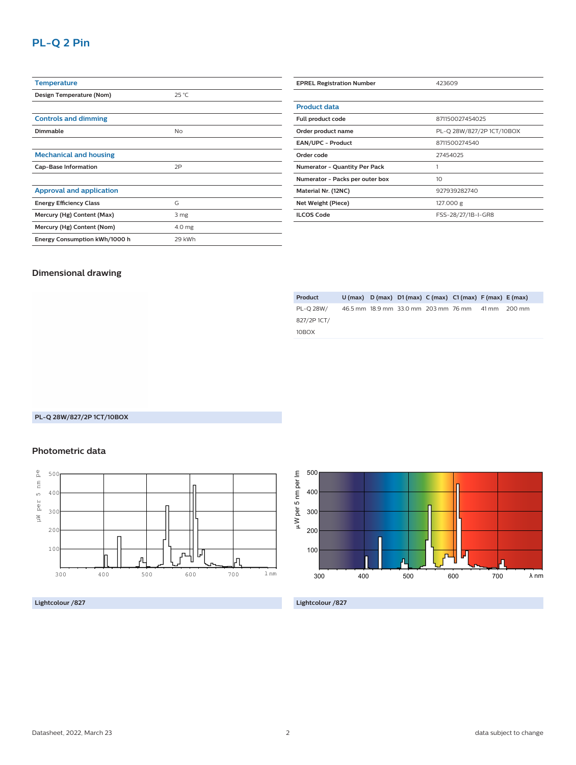## PL-Q 2 Pin

| Temperature | |
|---|---|
| Design Temperature (Nom) | 25 °C |

| Controls and dimming | |
|---|---|
| Dimmable | No |

| Mechanical and housing | |
|---|---|
| Cap-Base Information | 2P |

| Approval and application | |
|---|---|
| Energy Efficiency Class | G |
| Mercury (Hg) Content (Max) | 3 mg |
| Mercury (Hg) Content (Nom) | 4.0 mg |
| Energy Consumption kWh/1000 h | 29 kWh |

| EPREL Registration Number | 423609 |
|---|---|

| Product data | |
|---|---|
| Full product code | 871150027454025 |
| Order product name | PL-Q 28W/827/2P 1CT/10BOX |
| EAN/UPC - Product | 8711500274540 |
| Order code | 27454025 |
| Numerator - Quantity Per Pack | 1 |
| Numerator - Packs per outer box | 10 |
| Material Nr. (12NC) | 927939282740 |
| Net Weight (Piece) | 127.000 g |
| ILCOS Code | FSS-28/27/1B-I-GR8 |

### Dimensional drawing

| Product | U (max) | D (max) | D1 (max) | C (max) | C1 (max) | F (max) | E (max) |
|---|---|---|---|---|---|---|---|
| PL-Q 28W/827/2P 1CT/10BOX | 46.5 mm | 18.9 mm | 33.0 mm | 203 mm | 76 mm | 41 mm | 200 mm |

PL-Q 28W/827/2P 1CT/10BOX

### Photometric data

Lightcolour /827

Lightcolour /827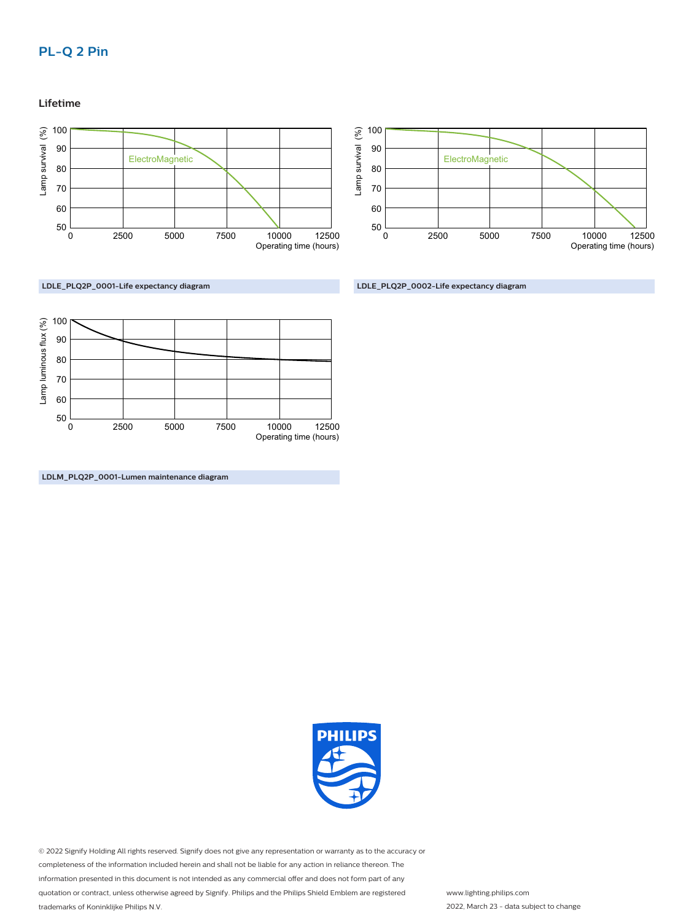## PL-Q 2 Pin

### Lifetime

Lamp survival (%)
100
90
80
70
60
50
0 2500 5000 7500 10000 12500
Operating time (hours)
ElectroMagnetic

**LDLE_PLQ2P_0001-Life expectancy diagram**

Lamp survival (%)
100
90
80
70
60
50
0 2500 5000 7500 10000 12500
Operating time (hours)
ElectroMagnetic

**LDLE_PLQ2P_0002-Life expectancy diagram**

Lamp luminous flux (%)
100
90
80
70
60
50
0 2500 5000 7500 10000 12500
Operating time (hours)

**LDLM_PLQ2P_0001-Lumen maintenance diagram**

PHILIPS

© 2022 Signify Holding All rights reserved. Signify does not give any representation or warranty as to the accuracy or completeness of the information included herein and shall not be liable for any action in reliance thereon. The information presented in this document is not intended as any commercial offer and does not form part of any quotation or contract, unless otherwise agreed by Signify. Philips and the Philips Shield Emblem are registered trademarks of Koninklijke Philips N.V.

www.lighting.philips.com
2022, March 23 - data subject to change